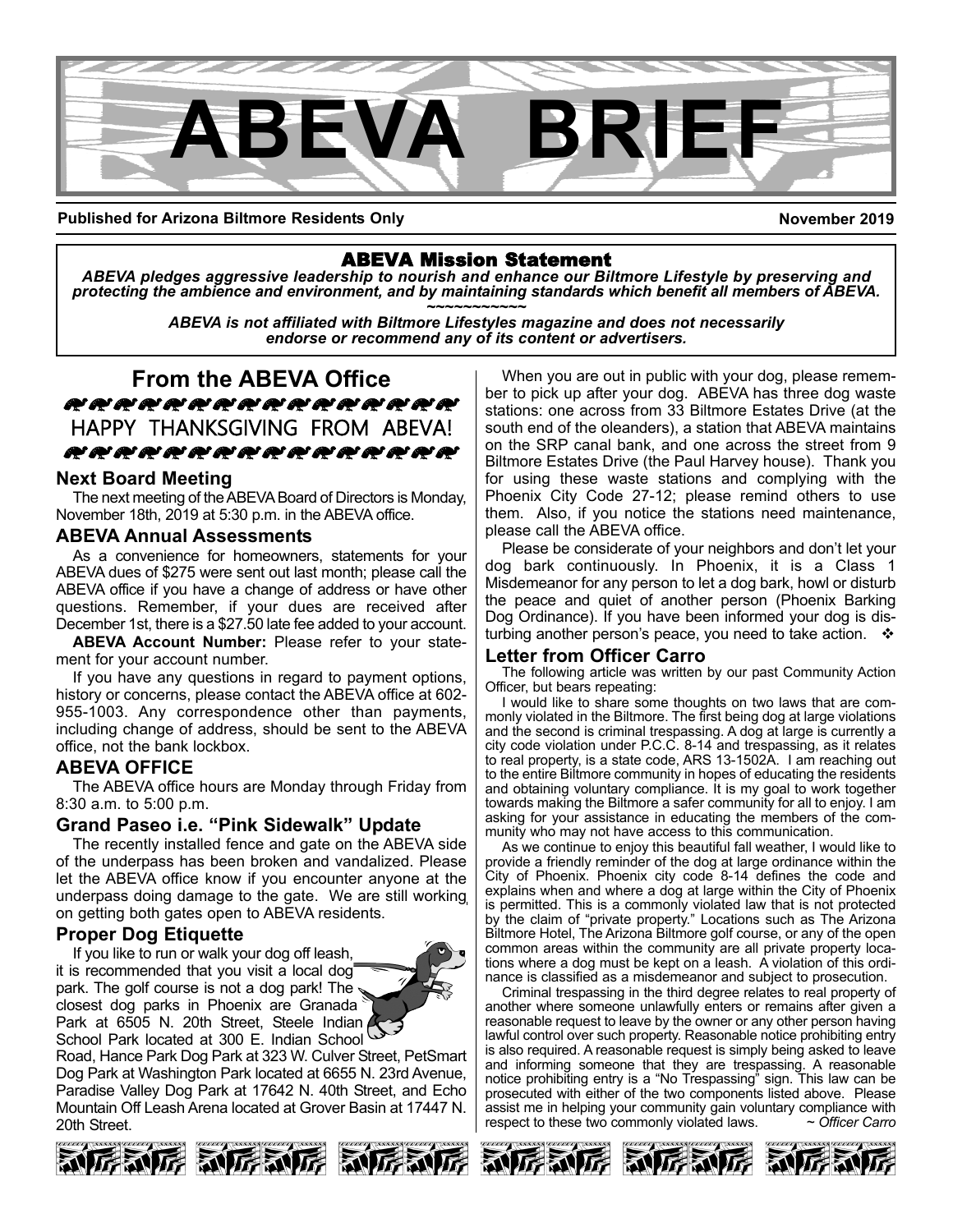# ABEVA BRIEF

**Published for Arizona Biltmore Residents Only** **November 2019**

**ABEVA Mission Statement**

***ABEVA pledges aggressive leadership to nourish and enhance our Biltmore Lifestyle by preserving and protecting the ambience and environment, and by maintaining standards which benefit all members of ABEVA.***

~~~~~~~~~~~

***ABEVA is not affiliated with Biltmore Lifestyles magazine and does not necessarily endorse or recommend any of its content or advertisers.***

## From the ABEVA Office

HAPPY THANKSGIVING FROM ABEVA!

### Next Board Meeting

The next meeting of the ABEVA Board of Directors is Monday, November 18th, 2019 at 5:30 p.m. in the ABEVA office.

### ABEVA Annual Assessments

As a convenience for homeowners, statements for your ABEVA dues of $275 were sent out last month; please call the ABEVA office if you have a change of address or have other questions. Remember, if your dues are received after December 1st, there is a $27.50 late fee added to your account.

**ABEVA Account Number:** Please refer to your statement for your account number.

If you have any questions in regard to payment options, history or concerns, please contact the ABEVA office at 602-955-1003. Any correspondence other than payments, including change of address, should be sent to the ABEVA office, not the bank lockbox.

### ABEVA OFFICE

The ABEVA office hours are Monday through Friday from 8:30 a.m. to 5:00 p.m.

### Grand Paseo i.e. "Pink Sidewalk" Update

The recently installed fence and gate on the ABEVA side of the underpass has been broken and vandalized. Please let the ABEVA office know if you encounter anyone at the underpass doing damage to the gate. We are still working on getting both gates open to ABEVA residents.

### Proper Dog Etiquette

If you like to run or walk your dog off leash, it is recommended that you visit a local dog park. The golf course is not a dog park! The closest dog parks in Phoenix are Granada Park at 6505 N. 20th Street, Steele Indian School Park located at 300 E. Indian School Road, Hance Park Dog Park at 323 W. Culver Street, PetSmart Dog Park at Washington Park located at 6655 N. 23rd Avenue, Paradise Valley Dog Park at 17642 N. 40th Street, and Echo Mountain Off Leash Arena located at Grover Basin at 17447 N. 20th Street.

When you are out in public with your dog, please remember to pick up after your dog. ABEVA has three dog waste stations: one across from 33 Biltmore Estates Drive (at the south end of the oleanders), a station that ABEVA maintains on the SRP canal bank, and one across the street from 9 Biltmore Estates Drive (the Paul Harvey house). Thank you for using these waste stations and complying with the Phoenix City Code 27-12; please remind others to use them. Also, if you notice the stations need maintenance, please call the ABEVA office.

Please be considerate of your neighbors and don't let your dog bark continuously. In Phoenix, it is a Class 1 Misdemeanor for any person to let a dog bark, howl or disturb the peace and quiet of another person (Phoenix Barking Dog Ordinance). If you have been informed your dog is disturbing another person's peace, you need to take action. ❖

### Letter from Officer Carro

The following article was written by our past Community Action Officer, but bears repeating:

I would like to share some thoughts on two laws that are commonly violated in the Biltmore. The first being dog at large violations and the second is criminal trespassing. A dog at large is currently a city code violation under P.C.C. 8-14 and trespassing, as it relates to real property, is a state code, ARS 13-1502A. I am reaching out to the entire Biltmore community in hopes of educating the residents and obtaining voluntary compliance. It is my goal to work together towards making the Biltmore a safer community for all to enjoy. I am asking for your assistance in educating the members of the community who may not have access to this communication.

As we continue to enjoy this beautiful fall weather, I would like to provide a friendly reminder of the dog at large ordinance within the City of Phoenix. Phoenix city code 8-14 defines the code and explains when and where a dog at large within the City of Phoenix is permitted. This is a commonly violated law that is not protected by the claim of "private property." Locations such as The Arizona Biltmore Hotel, The Arizona Biltmore golf course, or any of the open common areas within the community are all private property locations where a dog must be kept on a leash. A violation of this ordinance is classified as a misdemeanor and subject to prosecution.

Criminal trespassing in the third degree relates to real property of another where someone unlawfully enters or remains after given a reasonable request to leave by the owner or any other person having lawful control over such property. Reasonable notice prohibiting entry is also required. A reasonable request is simply being asked to leave and informing someone that they are trespassing. A reasonable notice prohibiting entry is a "No Trespassing" sign. This law can be prosecuted with either of the two components listed above. Please assist me in helping your community gain voluntary compliance with respect to these two commonly violated laws. *~ Officer Carro*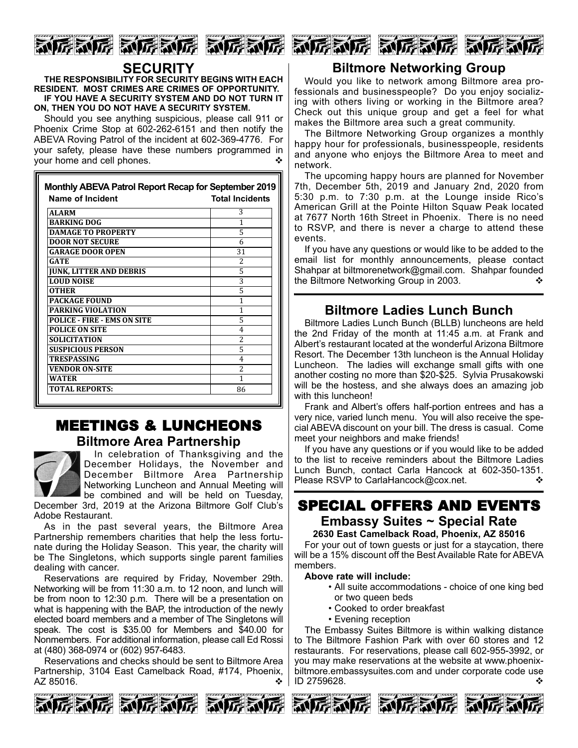## SECURITY

**THE RESPONSIBILITY FOR SECURITY BEGINS WITH EACH RESIDENT. MOST CRIMES ARE CRIMES OF OPPORTUNITY.**

**IF YOU HAVE A SECURITY SYSTEM AND DO NOT TURN IT ON, THEN YOU DO NOT HAVE A SECURITY SYSTEM.**

Should you see anything suspicious, please call 911 or Phoenix Crime Stop at 602-262-6151 and then notify the ABEVA Roving Patrol of the incident at 602-369-4776. For your safety, please have these numbers programmed in your home and cell phones. ❖

**Monthly ABEVA Patrol Report Recap for September 2019**

| Name of Incident | Total Incidents |
|---|---|
| ALARM | 3 |
| BARKING DOG | 1 |
| DAMAGE TO PROPERTY | 5 |
| DOOR NOT SECURE | 6 |
| GARAGE DOOR OPEN | 31 |
| GATE | 2 |
| JUNK, LITTER AND DEBRIS | 5 |
| LOUD NOISE | 3 |
| OTHER | 5 |
| PACKAGE FOUND | 1 |
| PARKING VIOLATION | 1 |
| POLICE - FIRE - EMS ON SITE | 5 |
| POLICE ON SITE | 4 |
| SOLICITATION | 2 |
| SUSPICIOUS PERSON | 5 |
| TRESPASSING | 4 |
| VENDOR ON-SITE | 2 |
| WATER | 1 |
| TOTAL REPORTS: | 86 |

## MEETINGS & LUNCHEONS

### Biltmore Area Partnership

In celebration of Thanksgiving and the December Holidays, the November and December Biltmore Area Partnership Networking Luncheon and Annual Meeting will be combined and will be held on Tuesday, December 3rd, 2019 at the Arizona Biltmore Golf Club's Adobe Restaurant.

As in the past several years, the Biltmore Area Partnership remembers charities that help the less fortunate during the Holiday Season. This year, the charity will be The Singletons, which supports single parent families dealing with cancer.

Reservations are required by Friday, November 29th. Networking will be from 11:30 a.m. to 12 noon, and lunch will be from noon to 12:30 p.m. There will be a presentation on what is happening with the BAP, the introduction of the newly elected board members and a member of The Singletons will speak. The cost is $35.00 for Members and $40.00 for Nonmembers. For additional information, please call Ed Rossi at (480) 368-0974 or (602) 957-6483.

Reservations and checks should be sent to Biltmore Area Partnership, 3104 East Camelback Road, #174, Phoenix, AZ 85016. ❖

### Biltmore Networking Group

Would you like to network among Biltmore area professionals and businesspeople? Do you enjoy socializing with others living or working in the Biltmore area? Check out this unique group and get a feel for what makes the Biltmore area such a great community.

The Biltmore Networking Group organizes a monthly happy hour for professionals, businesspeople, residents and anyone who enjoys the Biltmore Area to meet and network.

The upcoming happy hours are planned for November 7th, December 5th, 2019 and January 2nd, 2020 from 5:30 p.m. to 7:30 p.m. at the Lounge inside Rico's American Grill at the Pointe Hilton Squaw Peak located at 7677 North 16th Street in Phoenix. There is no need to RSVP, and there is never a charge to attend these events.

If you have any questions or would like to be added to the email list for monthly announcements, please contact Shahpar at biltmorenetwork@gmail.com. Shahpar founded the Biltmore Networking Group in 2003. ❖

### Biltmore Ladies Lunch Bunch

Biltmore Ladies Lunch Bunch (BLLB) luncheons are held the 2nd Friday of the month at 11:45 a.m. at Frank and Albert's restaurant located at the wonderful Arizona Biltmore Resort. The December 13th luncheon is the Annual Holiday Luncheon. The ladies will exchange small gifts with one another costing no more than $20-$25. Sylvia Prusakowski will be the hostess, and she always does an amazing job with this luncheon!

Frank and Albert's offers half-portion entrees and has a very nice, varied lunch menu. You will also receive the special ABEVA discount on your bill. The dress is casual. Come meet your neighbors and make friends!

If you have any questions or if you would like to be added to the list to receive reminders about the Biltmore Ladies Lunch Bunch, contact Carla Hancock at 602-350-1351. Please RSVP to CarlaHancock@cox.net. ❖

## SPECIAL OFFERS AND EVENTS

### Embassy Suites ~ Special Rate

**2630 East Camelback Road, Phoenix, AZ 85016**

For your out of town guests or just for a staycation, there will be a 15% discount off the Best Available Rate for ABEVA members.

**Above rate will include:**

- All suite accommodations - choice of one king bed or two queen beds
- Cooked to order breakfast
- Evening reception

The Embassy Suites Biltmore is within walking distance to The Biltmore Fashion Park with over 60 stores and 12 restaurants. For reservations, please call 602-955-3992, or you may make reservations at the website at www.phoenix-biltmore.embassysuites.com and under corporate code use ID 2759628. ❖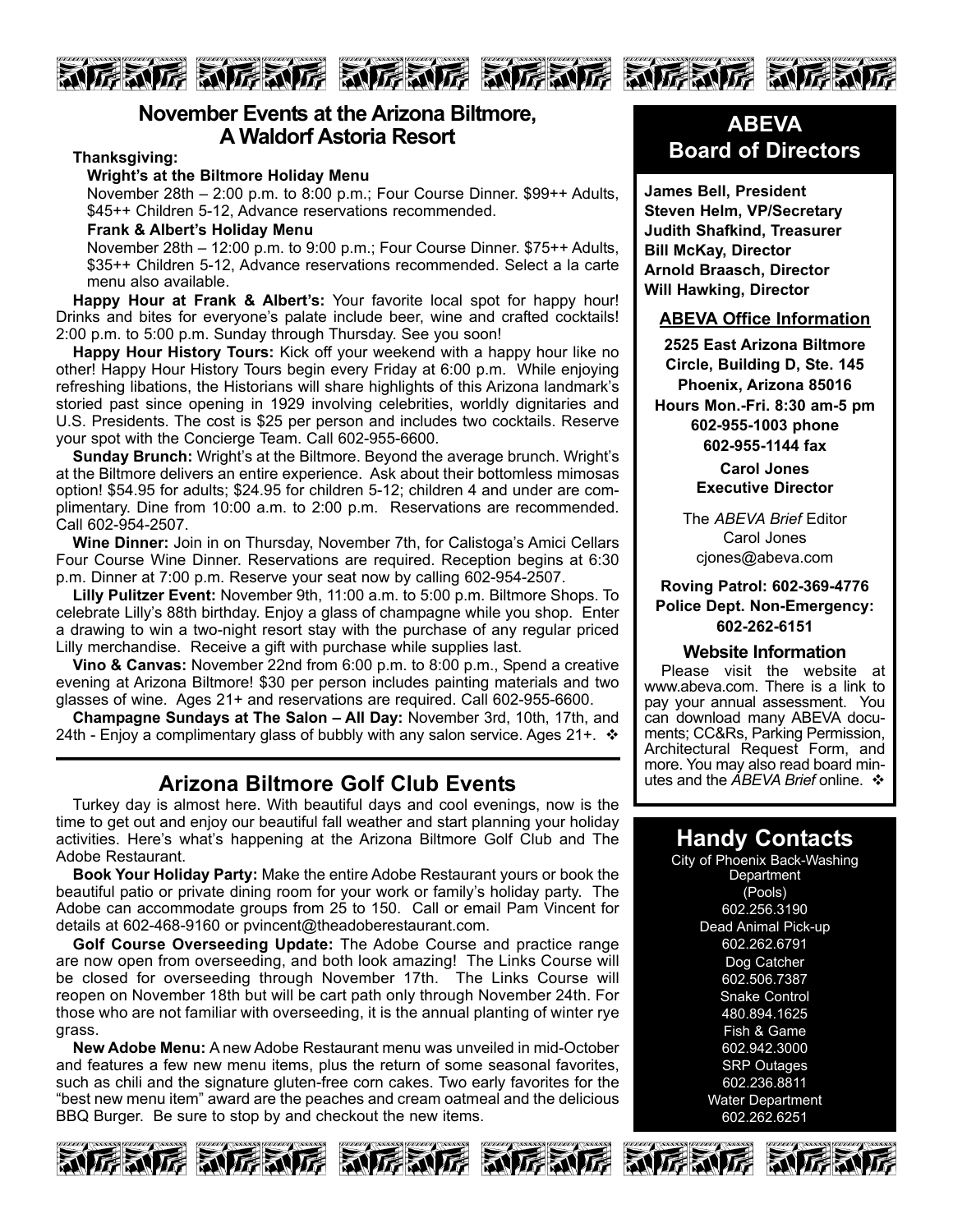## November Events at the Arizona Biltmore, A Waldorf Astoria Resort

**Thanksgiving:**

**Wright's at the Biltmore Holiday Menu**

November 28th – 2:00 p.m. to 8:00 p.m.; Four Course Dinner. $99++ Adults, $45++ Children 5-12, Advance reservations recommended.

**Frank & Albert's Holiday Menu**

November 28th – 12:00 p.m. to 9:00 p.m.; Four Course Dinner. $75++ Adults, $35++ Children 5-12, Advance reservations recommended. Select a la carte menu also available.

**Happy Hour at Frank & Albert's:** Your favorite local spot for happy hour! Drinks and bites for everyone's palate include beer, wine and crafted cocktails! 2:00 p.m. to 5:00 p.m. Sunday through Thursday. See you soon!

**Happy Hour History Tours:** Kick off your weekend with a happy hour like no other! Happy Hour History Tours begin every Friday at 6:00 p.m. While enjoying refreshing libations, the Historians will share highlights of this Arizona landmark's storied past since opening in 1929 involving celebrities, worldly dignitaries and U.S. Presidents. The cost is $25 per person and includes two cocktails. Reserve your spot with the Concierge Team. Call 602-955-6600.

**Sunday Brunch:** Wright's at the Biltmore. Beyond the average brunch. Wright's at the Biltmore delivers an entire experience. Ask about their bottomless mimosas option! $54.95 for adults; $24.95 for children 5-12; children 4 and under are complimentary. Dine from 10:00 a.m. to 2:00 p.m. Reservations are recommended. Call 602-954-2507.

**Wine Dinner:** Join in on Thursday, November 7th, for Calistoga's Amici Cellars Four Course Wine Dinner. Reservations are required. Reception begins at 6:30 p.m. Dinner at 7:00 p.m. Reserve your seat now by calling 602-954-2507.

**Lilly Pulitzer Event:** November 9th, 11:00 a.m. to 5:00 p.m. Biltmore Shops. To celebrate Lilly's 88th birthday. Enjoy a glass of champagne while you shop. Enter a drawing to win a two-night resort stay with the purchase of any regular priced Lilly merchandise. Receive a gift with purchase while supplies last.

**Vino & Canvas:** November 22nd from 6:00 p.m. to 8:00 p.m., Spend a creative evening at Arizona Biltmore! $30 per person includes painting materials and two glasses of wine. Ages 21+ and reservations are required. Call 602-955-6600.

**Champagne Sundays at The Salon – All Day:** November 3rd, 10th, 17th, and 24th - Enjoy a complimentary glass of bubbly with any salon service. Ages 21+. ❖

## Arizona Biltmore Golf Club Events

Turkey day is almost here. With beautiful days and cool evenings, now is the time to get out and enjoy our beautiful fall weather and start planning your holiday activities. Here's what's happening at the Arizona Biltmore Golf Club and The Adobe Restaurant.

**Book Your Holiday Party:** Make the entire Adobe Restaurant yours or book the beautiful patio or private dining room for your work or family's holiday party. The Adobe can accommodate groups from 25 to 150. Call or email Pam Vincent for details at 602-468-9160 or pvincent@theadoberestaurant.com.

**Golf Course Overseeding Update:** The Adobe Course and practice range are now open from overseeding, and both look amazing! The Links Course will be closed for overseeding through November 17th. The Links Course will reopen on November 18th but will be cart path only through November 24th. For those who are not familiar with overseeding, it is the annual planting of winter rye grass.

**New Adobe Menu:** A new Adobe Restaurant menu was unveiled in mid-October and features a few new menu items, plus the return of some seasonal favorites, such as chili and the signature gluten-free corn cakes. Two early favorites for the "best new menu item" award are the peaches and cream oatmeal and the delicious BBQ Burger. Be sure to stop by and checkout the new items.

## ABEVA Board of Directors

**James Bell, President**
**Steven Helm, VP/Secretary**
**Judith Shafkind, Treasurer**
**Bill McKay, Director**
**Arnold Braasch, Director**
**Will Hawking, Director**

### ABEVA Office Information

**2525 East Arizona Biltmore Circle, Building D, Ste. 145**
**Phoenix, Arizona 85016**
**Hours Mon.-Fri. 8:30 am-5 pm**
**602-955-1003 phone**
**602-955-1144 fax**

**Carol Jones**
**Executive Director**

The *ABEVA Brief* Editor
Carol Jones
cjones@abeva.com

**Roving Patrol: 602-369-4776**
**Police Dept. Non-Emergency: 602-262-6151**

### Website Information

Please visit the website at www.abeva.com. There is a link to pay your annual assessment. You can download many ABEVA documents; CC&Rs, Parking Permission, Architectural Request Form, and more. You may also read board minutes and the *ABEVA Brief* online. ❖

## Handy Contacts

City of Phoenix Back-Washing Department (Pools)
602.256.3190

Dead Animal Pick-up
602.262.6791

Dog Catcher
602.506.7387

Snake Control
480.894.1625

Fish & Game
602.942.3000

SRP Outages
602.236.8811

Water Department
602.262.6251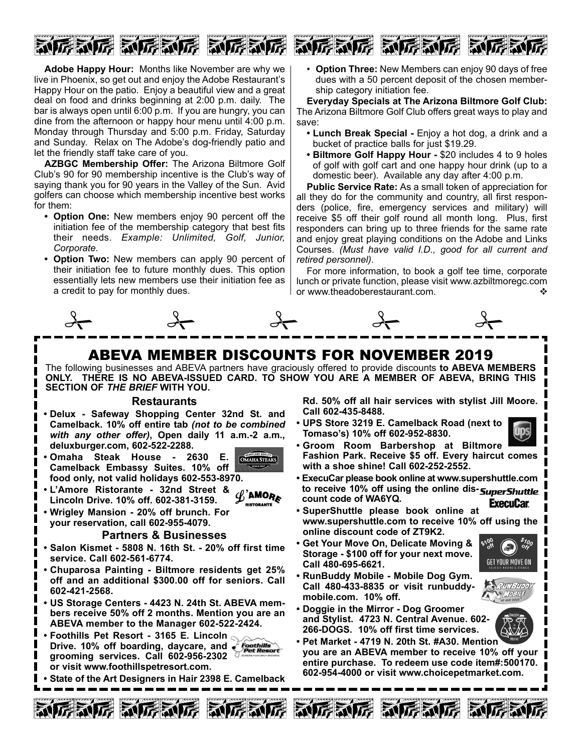**Adobe Happy Hour:** Months like November are why we live in Phoenix, so get out and enjoy the Adobe Restaurant's Happy Hour on the patio. Enjoy a beautiful view and a great deal on food and drinks beginning at 2:00 p.m. daily. The bar is always open until 6:00 p.m. If you are hungry, you can dine from the afternoon or happy hour menu until 4:00 p.m. Monday through Thursday and 5:00 p.m. Friday, Saturday and Sunday. Relax on The Adobe's dog-friendly patio and let the friendly staff take care of you.

**AZBGC Membership Offer:** The Arizona Biltmore Golf Club's 90 for 90 membership incentive is the Club's way of saying thank you for 90 years in the Valley of the Sun. Avid golfers can choose which membership incentive best works for them:

- **Option One:** New members enjoy 90 percent off the initiation fee of the membership category that best fits their needs. *Example: Unlimited, Golf, Junior, Corporate.*
- **Option Two:** New members can apply 90 percent of their initiation fee to future monthly dues. This option essentially lets new members use their initiation fee as a credit to pay for monthly dues.
- **Option Three:** New Members can enjoy 90 days of free dues with a 50 percent deposit of the chosen membership category initiation fee.

**Everyday Specials at The Arizona Biltmore Golf Club:** The Arizona Biltmore Golf Club offers great ways to play and save:

- **Lunch Break Special -** Enjoy a hot dog, a drink and a bucket of practice balls for just $19.29.
- **Biltmore Golf Happy Hour -** $20 includes 4 to 9 holes of golf with golf cart and one happy hour drink (up to a domestic beer). Available any day after 4:00 p.m.

**Public Service Rate:** As a small token of appreciation for all they do for the community and country, all first responders (police, fire, emergency services and military) will receive $5 off their golf round all month long. Plus, first responders can bring up to three friends for the same rate and enjoy great playing conditions on the Adobe and Links Courses. *(Must have valid I.D., good for all current and retired personnel).*

For more information, to book a golf tee time, corporate lunch or private function, please visit www.azbiltmoregc.com or www.theadoberestaurant.com. ❖

## ABEVA MEMBER DISCOUNTS FOR NOVEMBER 2019

The following businesses and ABEVA partners have graciously offered to provide discounts **to ABEVA MEMBERS ONLY. THERE IS NO ABEVA-ISSUED CARD. TO SHOW YOU ARE A MEMBER OF ABEVA, BRING THIS SECTION OF *THE BRIEF* WITH YOU.**

### Restaurants

- **Delux - Safeway Shopping Center 32nd St. and Camelback. 10% off entire tab *(not to be combined with any other offer)*, Open daily 11 a.m.-2 a.m., deluxburger.com, 602-522-2288.**
- **Omaha Steak House - 2630 E. Camelback Embassy Suites. 10% off food only, not valid holidays 602-553-8970.**
- **L'Amore Ristorante - 32nd Street & Lincoln Drive. 10% off. 602-381-3159.**
- **Wrigley Mansion - 20% off brunch. For your reservation, call 602-955-4079.**

### Partners & Businesses

- **Salon Kismet - 5808 N. 16th St. - 20% off first time service. Call 602-561-6774.**
- **Chuparosa Painting - Biltmore residents get 25% off and an additional $300.00 off for seniors. Call 602-421-2568.**
- **US Storage Centers - 4423 N. 24th St. ABEVA members receive 50% off 2 months. Mention you are an ABEVA member to the Manager 602-522-2424.**
- **Foothills Pet Resort - 3165 E. Lincoln Drive. 10% off boarding, daycare, and grooming services. Call 602-956-2302 or visit www.foothillspetresort.com.**
- **State of the Art Designers in Hair 2398 E. Camelback Rd. 50% off all hair services with stylist Jill Moore. Call 602-435-8488.**
- **UPS Store 3219 E. Camelback Road (next to Tomaso's) 10% off 602-952-8830.**
- **Groom Room Barbershop at Biltmore Fashion Park. Receive $5 off. Every haircut comes with a shoe shine! Call 602-252-2552.**
- **ExecuCar please book online at www.supershuttle.com to receive 10% off using the online discount code of WA6YQ.**
- **SuperShuttle please book online at www.supershuttle.com to receive 10% off using the online discount code of ZT9K2.**
- **Get Your Move On, Delicate Moving & Storage - $100 off for your next move. Call 480-695-6621.**
- **RunBuddy Mobile - Mobile Dog Gym. Call 480-433-8835 or visit runbuddymobile.com. 10% off.**
- **Doggie in the Mirror - Dog Groomer and Stylist. 4723 N. Central Avenue. 602-266-DOGS. 10% off first time services.**
- **Pet Market - 4719 N. 20th St. #A30. Mention you are an ABEVA member to receive 10% off your entire purchase. To redeem use code item#:500170. 602-954-4000 or visit www.choicepetmarket.com.**